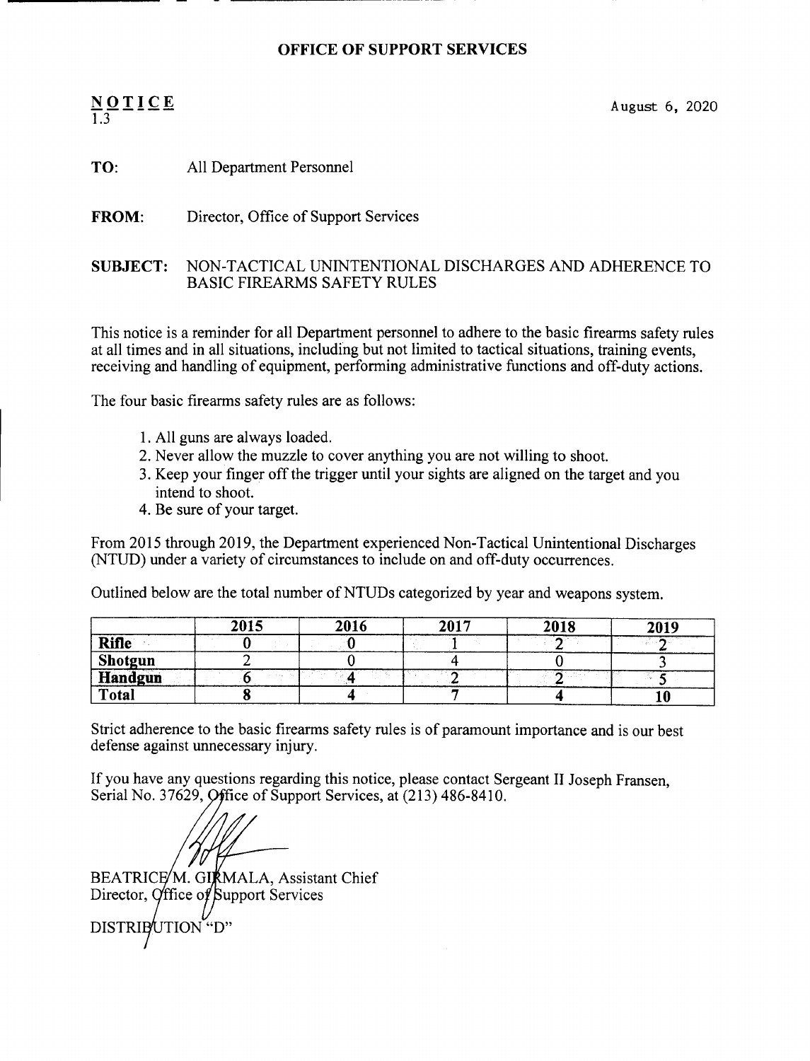## OFFICE OF SUPPORT SERVICES

**NOTICE**
1.3

August 6, 2020

**TO:** All Department Personnel

**FROM:** Director, Office of Support Services

**SUBJECT:** NON-TACTICAL UNINTENTIONAL DISCHARGES AND ADHERENCE TO BASIC FIREARMS SAFETY RULES

This notice is a reminder for all Department personnel to adhere to the basic firearms safety rules at all times and in all situations, including but not limited to tactical situations, training events, receiving and handling of equipment, performing administrative functions and off-duty actions.

The four basic firearms safety rules are as follows:

1. All guns are always loaded.
2. Never allow the muzzle to cover anything you are not willing to shoot.
3. Keep your finger off the trigger until your sights are aligned on the target and you intend to shoot.
4. Be sure of your target.

From 2015 through 2019, the Department experienced Non-Tactical Unintentional Discharges (NTUD) under a variety of circumstances to include on and off-duty occurrences.

Outlined below are the total number of NTUDs categorized by year and weapons system.

| | 2015 | 2016 | 2017 | 2018 | 2019 |
|---|---|---|---|---|---|
| **Rifle** | 0 | 0 | 1 | 2 | 2 |
| **Shotgun** | 2 | 0 | 4 | 0 | 3 |
| **Handgun** | 6 | 4 | 2 | 2 | 5 |
| **Total** | 8 | 4 | 7 | 4 | 10 |

Strict adherence to the basic firearms safety rules is of paramount importance and is our best defense against unnecessary injury.

If you have any questions regarding this notice, please contact Sergeant II Joseph Fransen, Serial No. 37629, Office of Support Services, at (213) 486-8410.

BEATRICE M. GIRMALA, Assistant Chief
Director, Office of Support Services

DISTRIBUTION "D"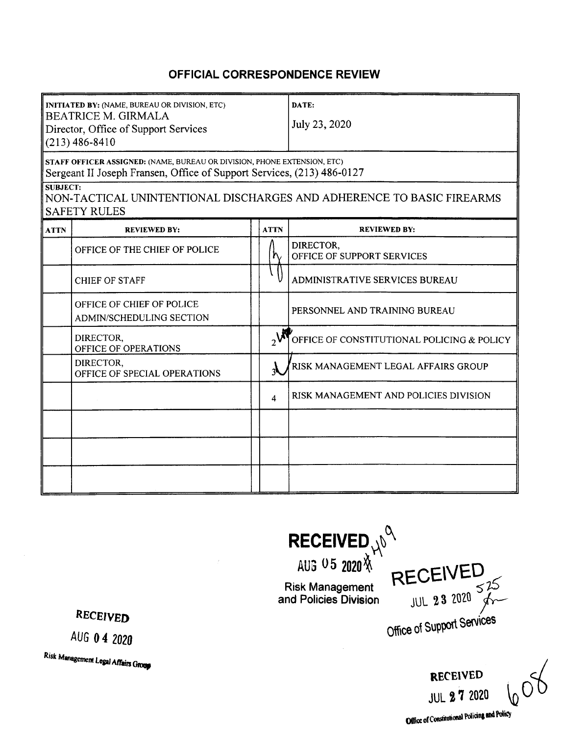# OFFICIAL CORRESPONDENCE REVIEW

| | |
|---|---|
| **INITIATED BY:** (NAME, BUREAU OR DIVISION, ETC)<br>BEATRICE M. GIRMALA<br>Director, Office of Support Services<br>(213) 486-8410 | **DATE:**<br>July 23, 2020 |
| **STAFF OFFICER ASSIGNED:** (NAME, BUREAU OR DIVISION, PHONE EXTENSION, ETC)<br>Sergeant II Joseph Fransen, Office of Support Services, (213) 486-0127 | |
| **SUBJECT:**<br>NON-TACTICAL UNINTENTIONAL DISCHARGES AND ADHERENCE TO BASIC FIREARMS SAFETY RULES | |

| ATTN | REVIEWED BY: | ATTN | REVIEWED BY: |
|---|---|---|---|
| | OFFICE OF THE CHIEF OF POLICE | 1 | DIRECTOR, OFFICE OF SUPPORT SERVICES |
| | CHIEF OF STAFF | | ADMINISTRATIVE SERVICES BUREAU |
| | OFFICE OF CHIEF OF POLICE ADMIN/SCHEDULING SECTION | | PERSONNEL AND TRAINING BUREAU |
| | DIRECTOR, OFFICE OF OPERATIONS | 2 | OFFICE OF CONSTITUTIONAL POLICING & POLICY |
| | DIRECTOR, OFFICE OF SPECIAL OPERATIONS | 3 | RISK MANAGEMENT LEGAL AFFAIRS GROUP |
| | | 4 | RISK MANAGEMENT AND POLICIES DIVISION |
| | | | |
| | | | |
| | | | |

RECEIVED
AUG 05 2020
Risk Management and Policies Division

RECEIVED
JUL 23 2020
Office of Support Services

RECEIVED
AUG 04 2020
Risk Management Legal Affairs Group

RECEIVED
JUL 27 2020
Office of Constitutional Policing and Policy